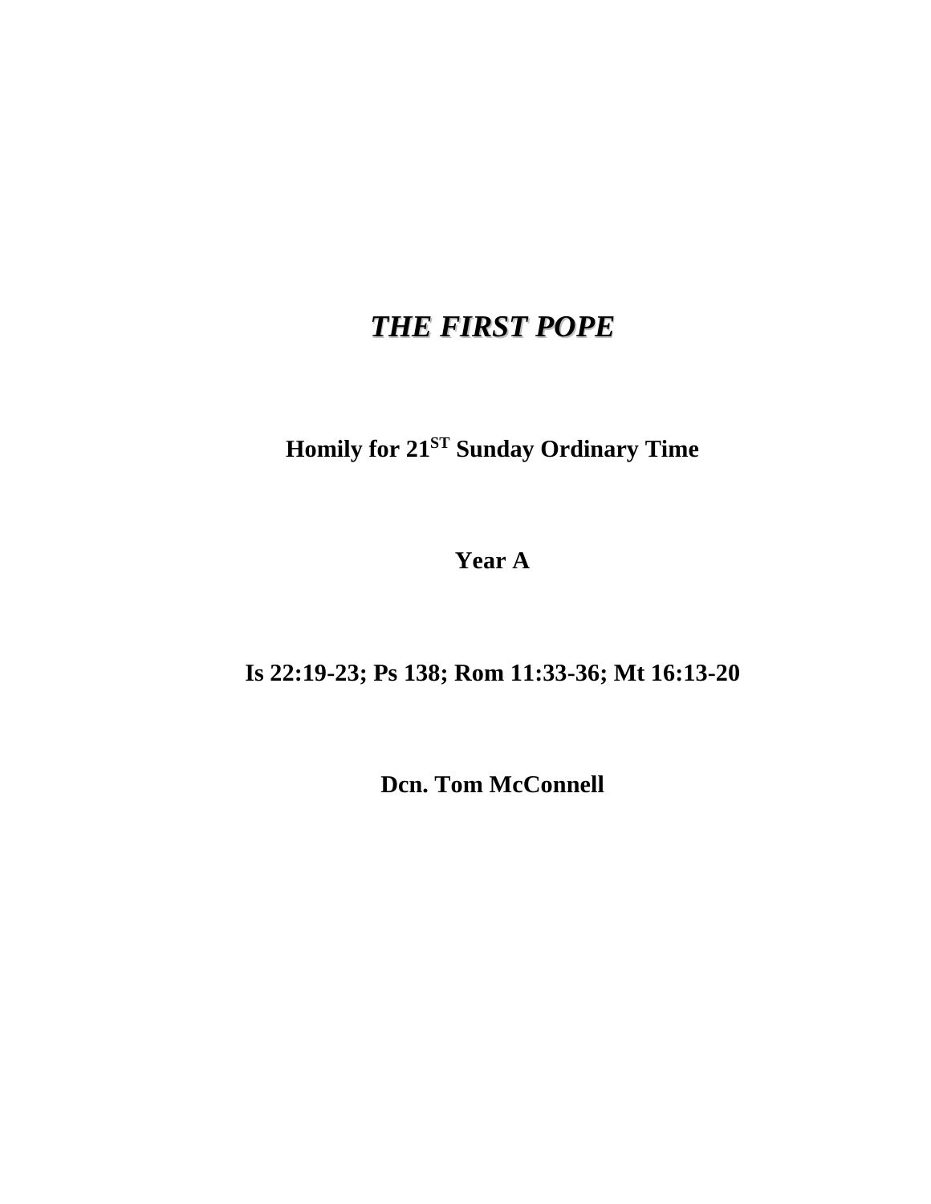# ***THE FIRST POPE***

**Homily for 21$^{ST}$ Sunday Ordinary Time**

**Year A**

**Is 22:19-23; Ps 138; Rom 11:33-36; Mt 16:13-20**

**Dcn. Tom McConnell**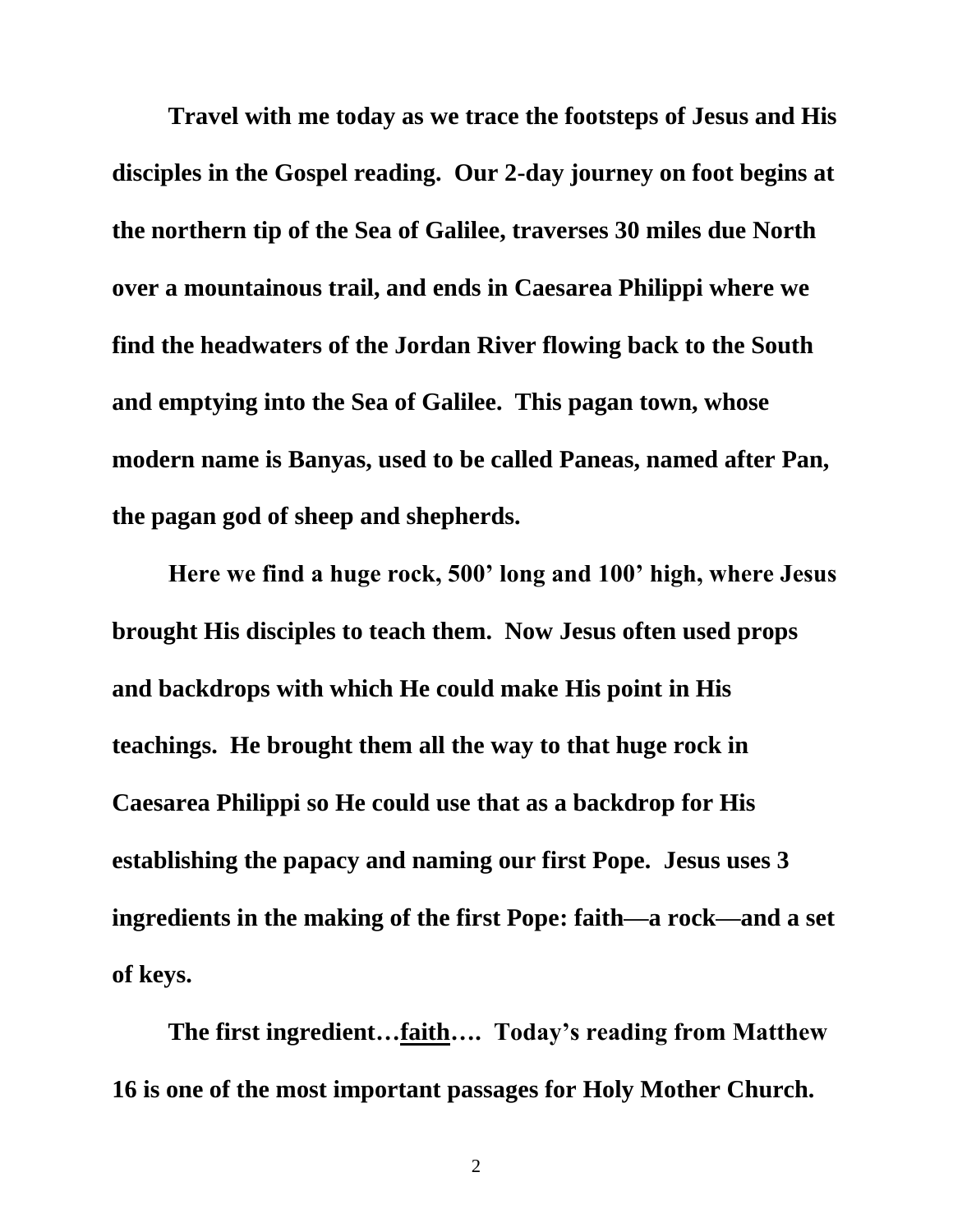**Travel with me today as we trace the footsteps of Jesus and His disciples in the Gospel reading. Our 2-day journey on foot begins at the northern tip of the Sea of Galilee, traverses 30 miles due North over a mountainous trail, and ends in Caesarea Philippi where we find the headwaters of the Jordan River flowing back to the South and emptying into the Sea of Galilee. This pagan town, whose modern name is Banyas, used to be called Paneas, named after Pan, the pagan god of sheep and shepherds.**

**Here we find a huge rock, 500' long and 100' high, where Jesus brought His disciples to teach them. Now Jesus often used props and backdrops with which He could make His point in His teachings. He brought them all the way to that huge rock in Caesarea Philippi so He could use that as a backdrop for His establishing the papacy and naming our first Pope. Jesus uses 3 ingredients in the making of the first Pope: faith—a rock—and a set of keys.**

**The first ingredient…<u>faith</u>…. Today's reading from Matthew 16 is one of the most important passages for Holy Mother Church.**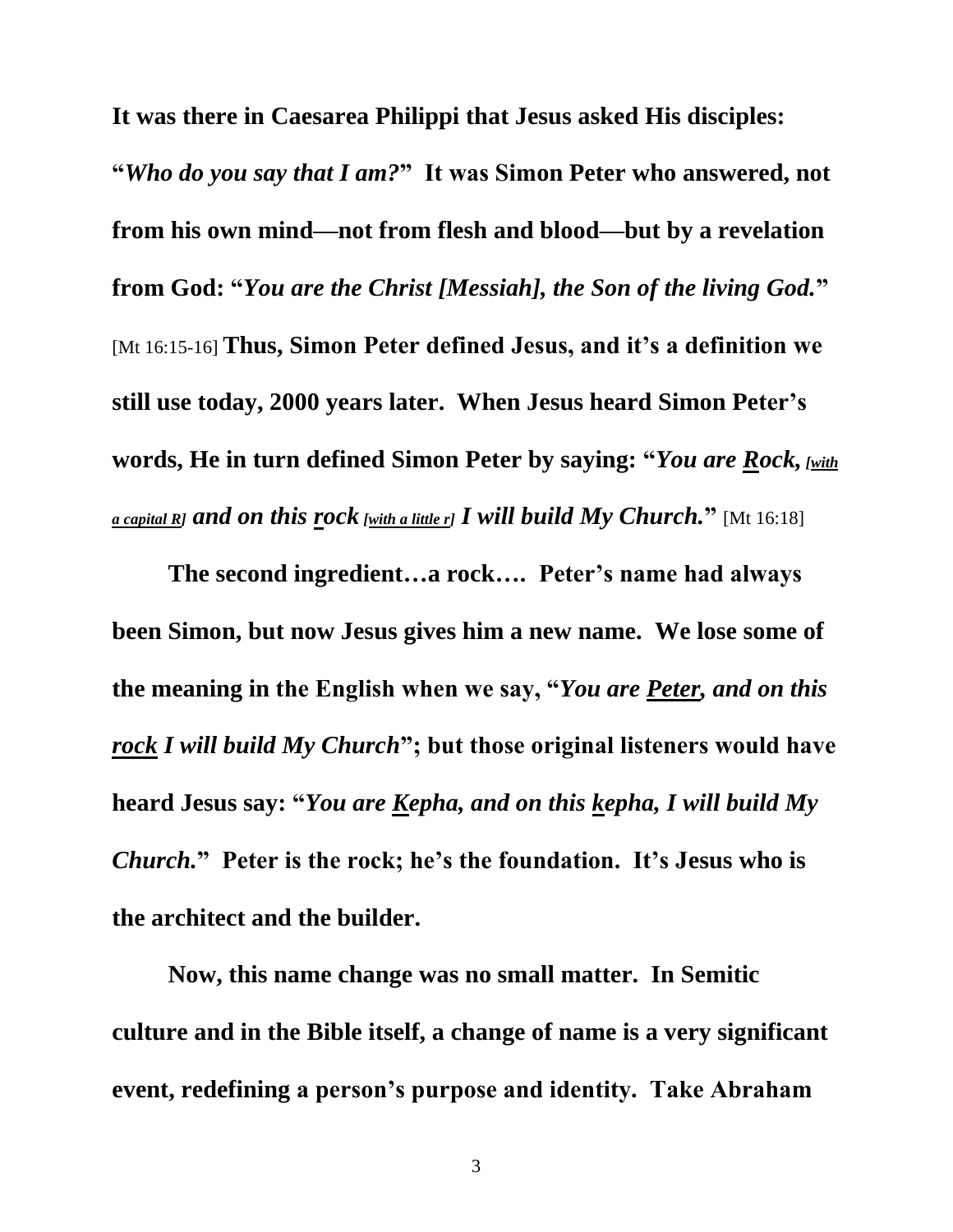**It was there in Caesarea Philippi that Jesus asked His disciples: "*Who do you say that I am?*" It was Simon Peter who answered, not from his own mind—not from flesh and blood—but by a revelation from God: "*You are the Christ [Messiah], the Son of the living God.*"** [Mt 16:15-16] **Thus, Simon Peter defined Jesus, and it's a definition we still use today, 2000 years later. When Jesus heard Simon Peter's words, He in turn defined Simon Peter by saying: "*You are <u>R</u>ock, <u>[with a capital R]</u> and on this <u>r</u>ock <u>[with a little r]</u> I will build My Church.*"** [Mt 16:18]

**The second ingredient…a rock…. Peter's name had always been Simon, but now Jesus gives him a new name. We lose some of the meaning in the English when we say, "*You are <u>Peter</u>, and on this <u>rock</u> I will build My Church*"; but those original listeners would have heard Jesus say: "*You are <u>K</u>epha, and on this <u>k</u>epha, I will build My Church.*" Peter is the rock; he's the foundation. It's Jesus who is the architect and the builder.**

**Now, this name change was no small matter. In Semitic culture and in the Bible itself, a change of name is a very significant event, redefining a person's purpose and identity. Take Abraham**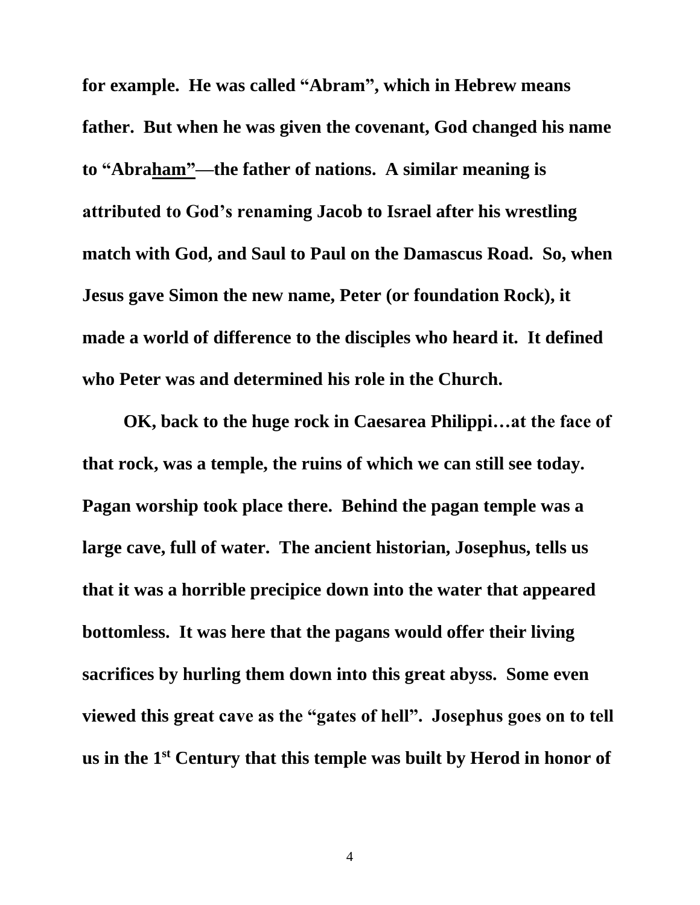**for example. He was called "Abram", which in Hebrew means father. But when he was given the covenant, God changed his name to "Abra<u>ham"</u>—the father of nations. A similar meaning is attributed to God's renaming Jacob to Israel after his wrestling match with God, and Saul to Paul on the Damascus Road. So, when Jesus gave Simon the new name, Peter (or foundation Rock), it made a world of difference to the disciples who heard it. It defined who Peter was and determined his role in the Church.**

**OK, back to the huge rock in Caesarea Philippi…at the face of that rock, was a temple, the ruins of which we can still see today. Pagan worship took place there. Behind the pagan temple was a large cave, full of water. The ancient historian, Josephus, tells us that it was a horrible precipice down into the water that appeared bottomless. It was here that the pagans would offer their living sacrifices by hurling them down into this great abyss. Some even viewed this great cave as the "gates of hell". Josephus goes on to tell us in the 1st Century that this temple was built by Herod in honor of**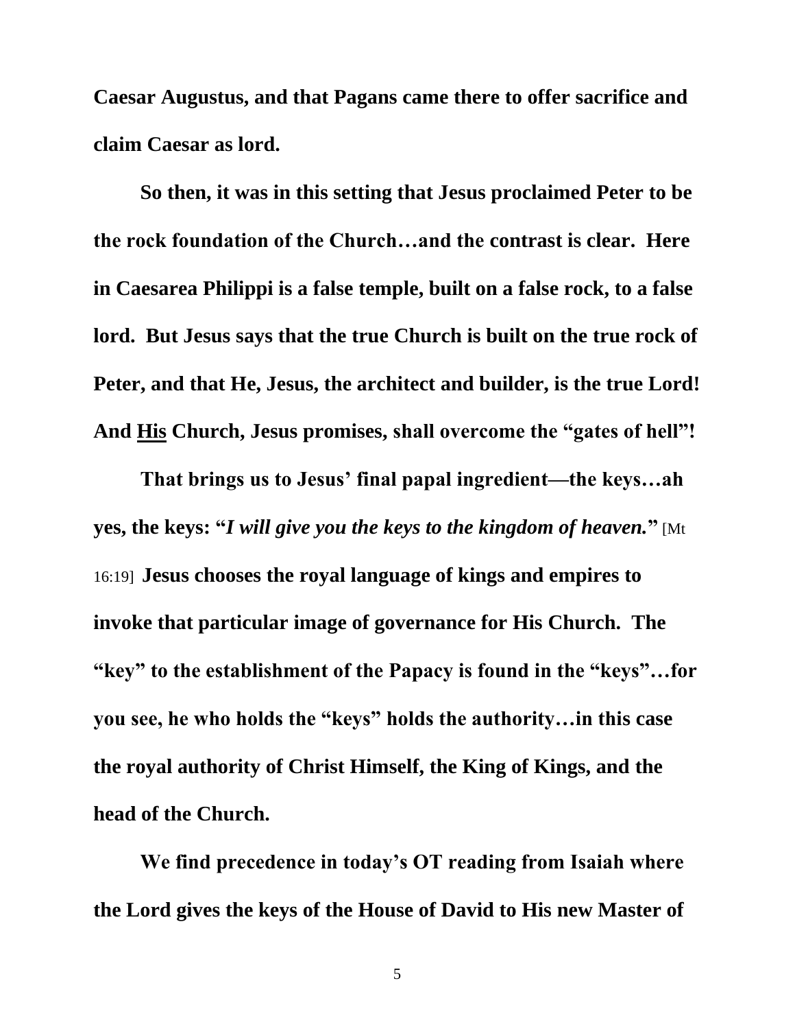**Caesar Augustus, and that Pagans came there to offer sacrifice and claim Caesar as lord.**

**So then, it was in this setting that Jesus proclaimed Peter to be the rock foundation of the Church…and the contrast is clear. Here in Caesarea Philippi is a false temple, built on a false rock, to a false lord. But Jesus says that the true Church is built on the true rock of Peter, and that He, Jesus, the architect and builder, is the true Lord! And <u>His</u> Church, Jesus promises, shall overcome the "gates of hell"!**

**That brings us to Jesus' final papal ingredient—the keys…ah yes, the keys: "*I will give you the keys to the kingdom of heaven.*"** [Mt 16:19] **Jesus chooses the royal language of kings and empires to invoke that particular image of governance for His Church. The "key" to the establishment of the Papacy is found in the "keys"…for you see, he who holds the "keys" holds the authority…in this case the royal authority of Christ Himself, the King of Kings, and the head of the Church.**

**We find precedence in today's OT reading from Isaiah where the Lord gives the keys of the House of David to His new Master of**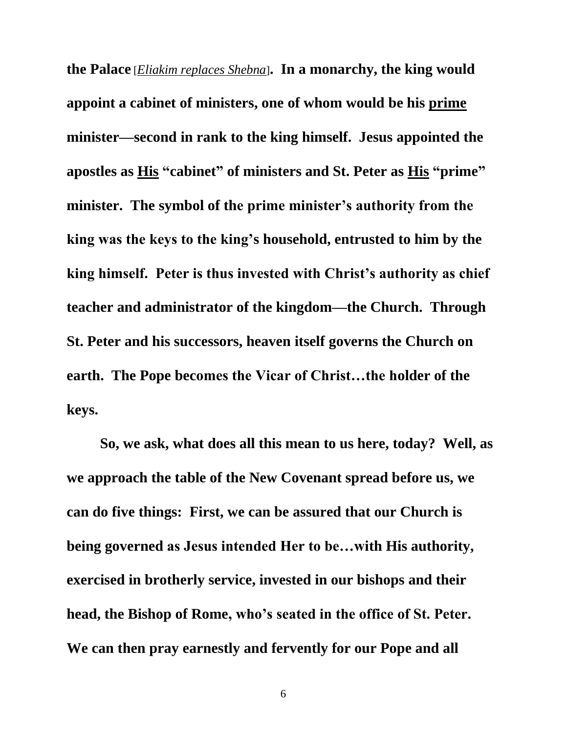**the Palace** [*<u>Eliakim replaces Shebna</u>*]**. In a monarchy, the king would appoint a cabinet of ministers, one of whom would be his <u>prime</u> minister—second in rank to the king himself. Jesus appointed the apostles as <u>His</u> "cabinet" of ministers and St. Peter as <u>His</u> "prime" minister. The symbol of the prime minister's authority from the king was the keys to the king's household, entrusted to him by the king himself. Peter is thus invested with Christ's authority as chief teacher and administrator of the kingdom—the Church. Through St. Peter and his successors, heaven itself governs the Church on earth. The Pope becomes the Vicar of Christ…the holder of the keys.**

**So, we ask, what does all this mean to us here, today? Well, as we approach the table of the New Covenant spread before us, we can do five things: First, we can be assured that our Church is being governed as Jesus intended Her to be…with His authority, exercised in brotherly service, invested in our bishops and their head, the Bishop of Rome, who's seated in the office of St. Peter. We can then pray earnestly and fervently for our Pope and all**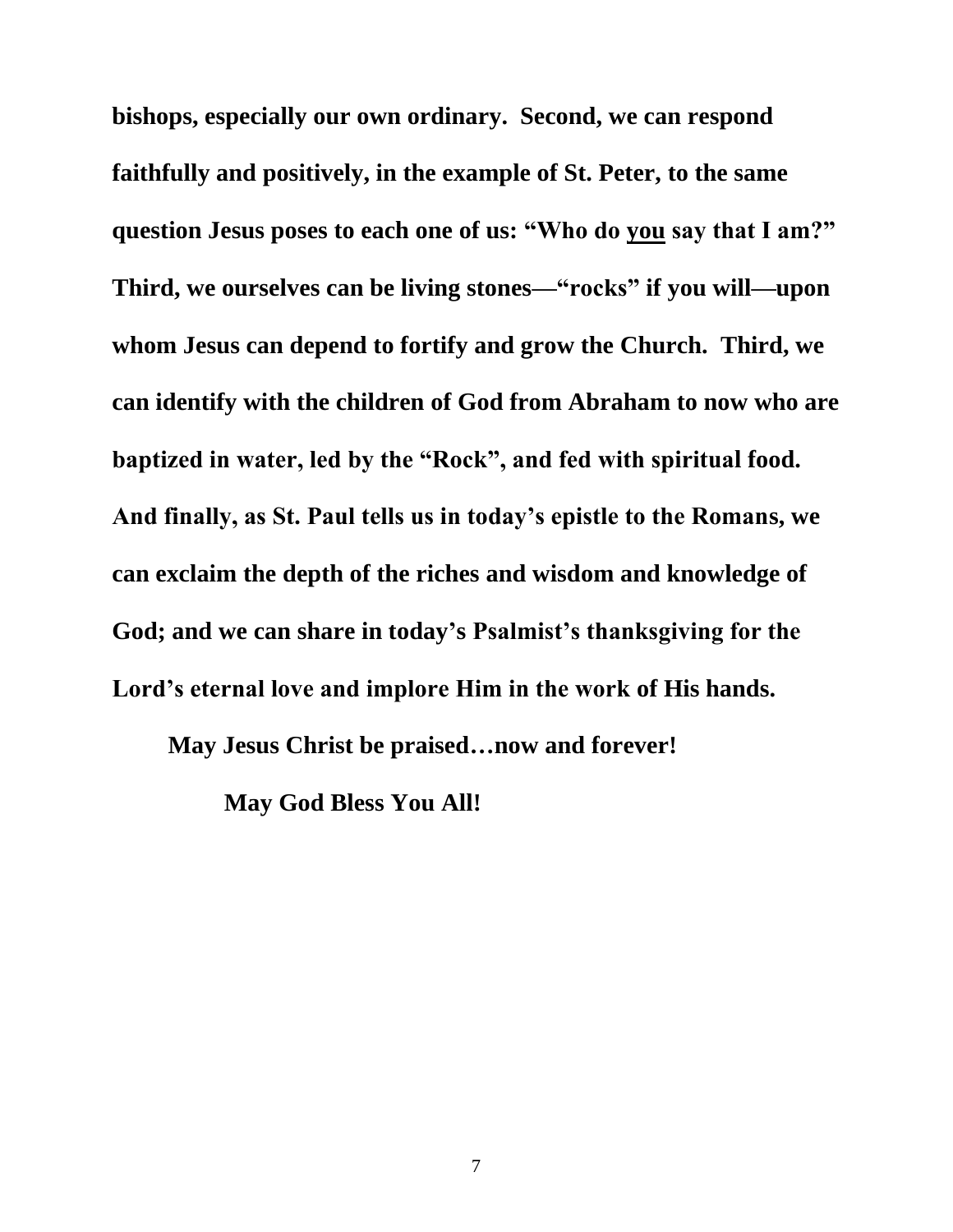**bishops, especially our own ordinary. Second, we can respond faithfully and positively, in the example of St. Peter, to the same question Jesus poses to each one of us: "Who do <u>you</u> say that I am?" Third, we ourselves can be living stones—"rocks" if you will—upon whom Jesus can depend to fortify and grow the Church. Third, we can identify with the children of God from Abraham to now who are baptized in water, led by the "Rock", and fed with spiritual food. And finally, as St. Paul tells us in today's epistle to the Romans, we can exclaim the depth of the riches and wisdom and knowledge of God; and we can share in today's Psalmist's thanksgiving for the Lord's eternal love and implore Him in the work of His hands.**

**May Jesus Christ be praised…now and forever!**

**May God Bless You All!**